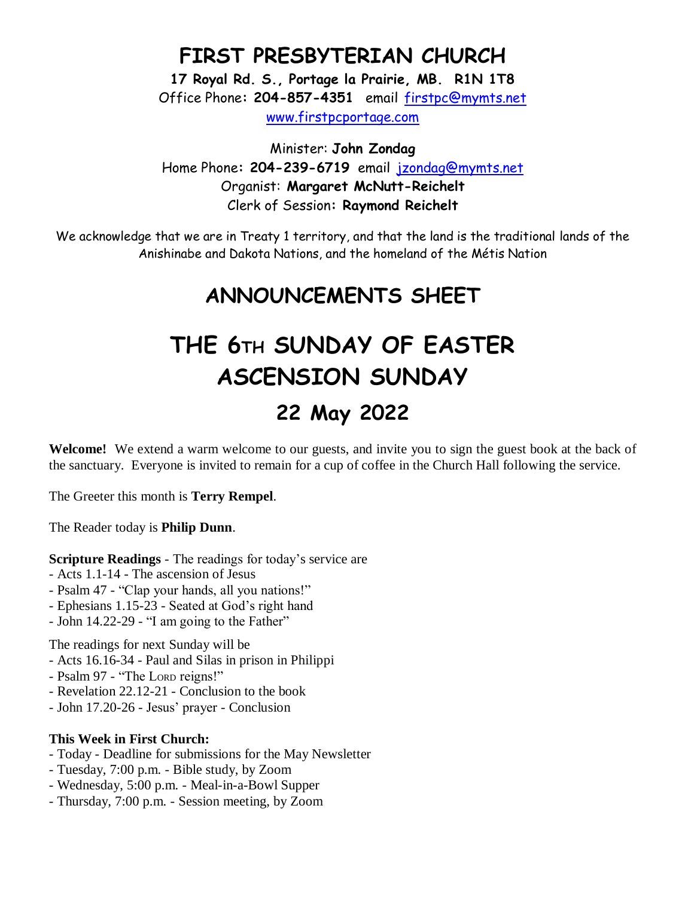# FIRST PRESBYTERIAN CHURCH

**17 Royal Rd. S., Portage la Prairie, MB. R1N 1T8**
Office Phone: **204-857-4351** email firstpc@mymts.net
www.firstpcportage.com

Minister: **John Zondag**
Home Phone: **204-239-6719** email jzondag@mymts.net
Organist: **Margaret McNutt-Reichelt**
Clerk of Session: **Raymond Reichelt**

We acknowledge that we are in Treaty 1 territory, and that the land is the traditional lands of the Anishinabe and Dakota Nations, and the homeland of the Métis Nation

## ANNOUNCEMENTS SHEET

# THE 6TH SUNDAY OF EASTER ASCENSION SUNDAY

## 22 May 2022

**Welcome!** We extend a warm welcome to our guests, and invite you to sign the guest book at the back of the sanctuary. Everyone is invited to remain for a cup of coffee in the Church Hall following the service.

The Greeter this month is **Terry Rempel**.

The Reader today is **Philip Dunn**.

**Scripture Readings** - The readings for today's service are
- Acts 1.1-14 - The ascension of Jesus
- Psalm 47 - "Clap your hands, all you nations!"
- Ephesians 1.15-23 - Seated at God's right hand
- John 14.22-29 - "I am going to the Father"

The readings for next Sunday will be
- Acts 16.16-34 - Paul and Silas in prison in Philippi
- Psalm 97 - "The LORD reigns!"
- Revelation 22.12-21 - Conclusion to the book
- John 17.20-26 - Jesus' prayer - Conclusion

**This Week in First Church:**
- Today - Deadline for submissions for the May Newsletter
- Tuesday, 7:00 p.m. - Bible study, by Zoom
- Wednesday, 5:00 p.m. - Meal-in-a-Bowl Supper
- Thursday, 7:00 p.m. - Session meeting, by Zoom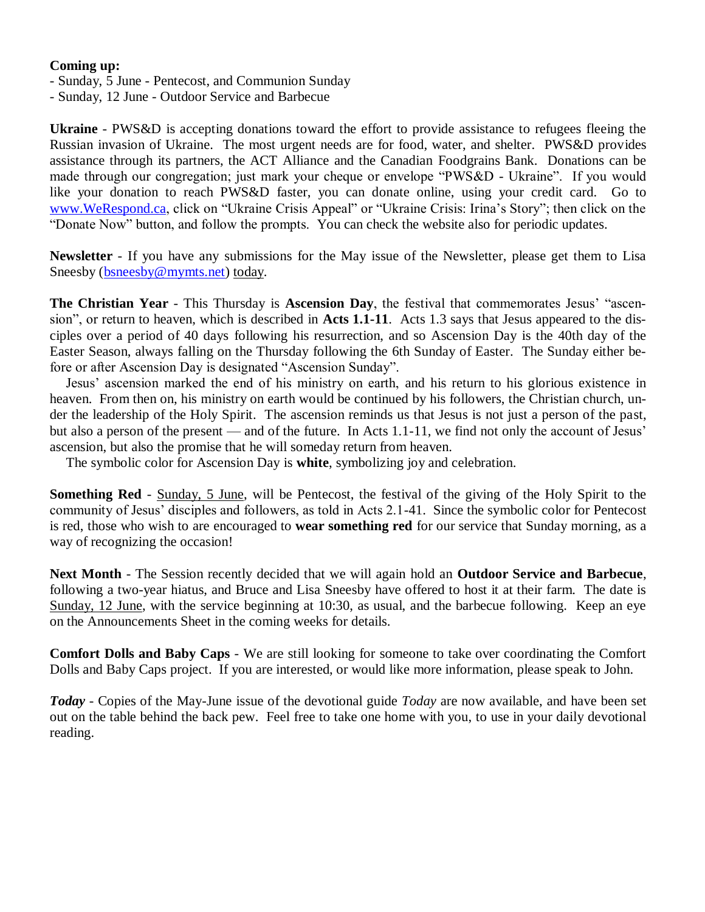**Coming up:**

- Sunday, 5 June - Pentecost, and Communion Sunday
- Sunday, 12 June - Outdoor Service and Barbecue

**Ukraine** - PWS&D is accepting donations toward the effort to provide assistance to refugees fleeing the Russian invasion of Ukraine. The most urgent needs are for food, water, and shelter. PWS&D provides assistance through its partners, the ACT Alliance and the Canadian Foodgrains Bank. Donations can be made through our congregation; just mark your cheque or envelope "PWS&D - Ukraine". If you would like your donation to reach PWS&D faster, you can donate online, using your credit card. Go to www.WeRespond.ca, click on "Ukraine Crisis Appeal" or "Ukraine Crisis: Irina's Story"; then click on the "Donate Now" button, and follow the prompts. You can check the website also for periodic updates.

**Newsletter** - If you have any submissions for the May issue of the Newsletter, please get them to Lisa Sneesby (bsneesby@mymts.net) today.

**The Christian Year** - This Thursday is **Ascension Day**, the festival that commemorates Jesus' "ascension", or return to heaven, which is described in **Acts 1.1-11**. Acts 1.3 says that Jesus appeared to the disciples over a period of 40 days following his resurrection, and so Ascension Day is the 40th day of the Easter Season, always falling on the Thursday following the 6th Sunday of Easter. The Sunday either before or after Ascension Day is designated "Ascension Sunday".

Jesus' ascension marked the end of his ministry on earth, and his return to his glorious existence in heaven. From then on, his ministry on earth would be continued by his followers, the Christian church, under the leadership of the Holy Spirit. The ascension reminds us that Jesus is not just a person of the past, but also a person of the present — and of the future. In Acts 1.1-11, we find not only the account of Jesus' ascension, but also the promise that he will someday return from heaven.

The symbolic color for Ascension Day is **white**, symbolizing joy and celebration.

**Something Red** - Sunday, 5 June, will be Pentecost, the festival of the giving of the Holy Spirit to the community of Jesus' disciples and followers, as told in Acts 2.1-41. Since the symbolic color for Pentecost is red, those who wish to are encouraged to **wear something red** for our service that Sunday morning, as a way of recognizing the occasion!

**Next Month** - The Session recently decided that we will again hold an **Outdoor Service and Barbecue**, following a two-year hiatus, and Bruce and Lisa Sneesby have offered to host it at their farm. The date is Sunday, 12 June, with the service beginning at 10:30, as usual, and the barbecue following. Keep an eye on the Announcements Sheet in the coming weeks for details.

**Comfort Dolls and Baby Caps** - We are still looking for someone to take over coordinating the Comfort Dolls and Baby Caps project. If you are interested, or would like more information, please speak to John.

***Today*** - Copies of the May-June issue of the devotional guide *Today* are now available, and have been set out on the table behind the back pew. Feel free to take one home with you, to use in your daily devotional reading.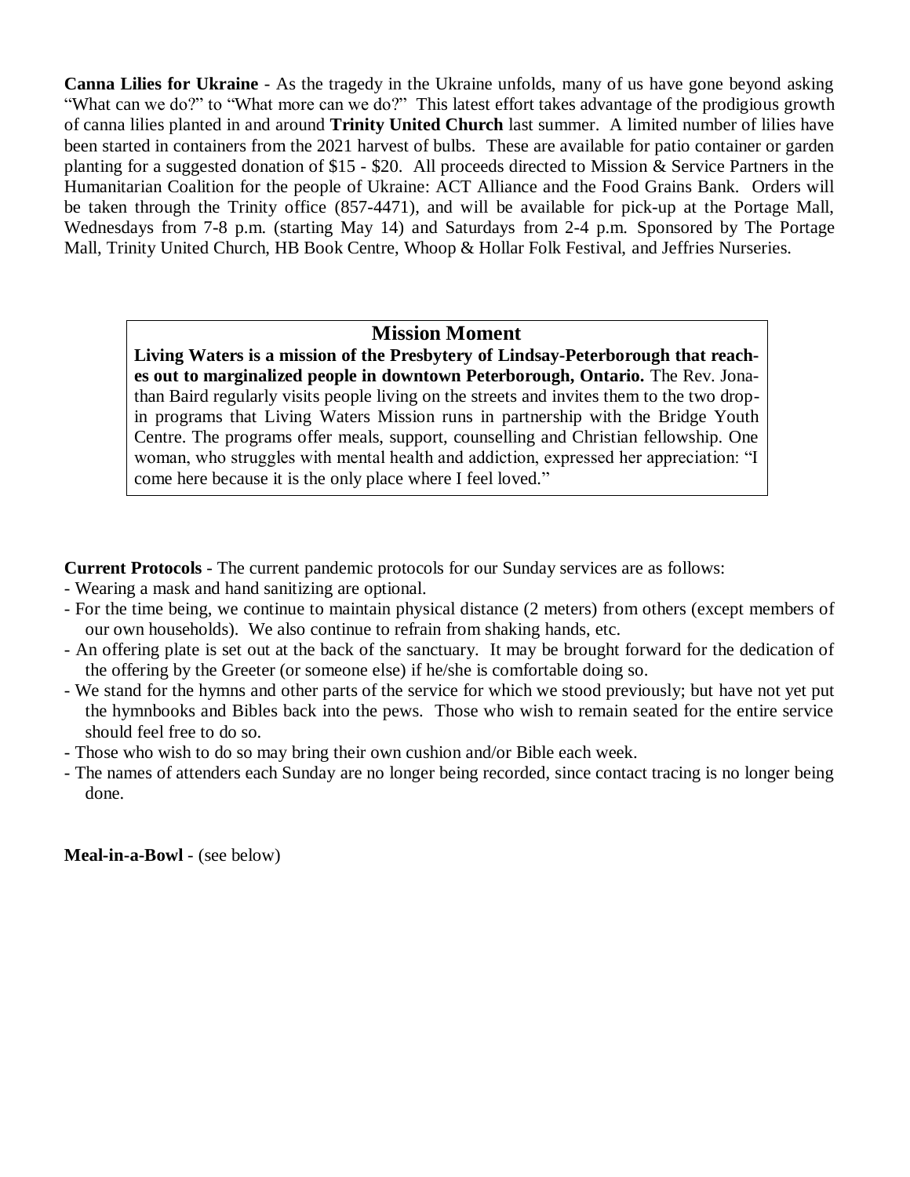**Canna Lilies for Ukraine** - As the tragedy in the Ukraine unfolds, many of us have gone beyond asking "What can we do?" to "What more can we do?" This latest effort takes advantage of the prodigious growth of canna lilies planted in and around **Trinity United Church** last summer. A limited number of lilies have been started in containers from the 2021 harvest of bulbs. These are available for patio container or garden planting for a suggested donation of $15 - $20. All proceeds directed to Mission & Service Partners in the Humanitarian Coalition for the people of Ukraine: ACT Alliance and the Food Grains Bank. Orders will be taken through the Trinity office (857-4471), and will be available for pick-up at the Portage Mall, Wednesdays from 7-8 p.m. (starting May 14) and Saturdays from 2-4 p.m. Sponsored by The Portage Mall, Trinity United Church, HB Book Centre, Whoop & Hollar Folk Festival, and Jeffries Nurseries.

## Mission Moment

**Living Waters is a mission of the Presbytery of Lindsay-Peterborough that reaches out to marginalized people in downtown Peterborough, Ontario.** The Rev. Jonathan Baird regularly visits people living on the streets and invites them to the two drop-in programs that Living Waters Mission runs in partnership with the Bridge Youth Centre. The programs offer meals, support, counselling and Christian fellowship. One woman, who struggles with mental health and addiction, expressed her appreciation: "I come here because it is the only place where I feel loved."

**Current Protocols** - The current pandemic protocols for our Sunday services are as follows:

- Wearing a mask and hand sanitizing are optional.
- For the time being, we continue to maintain physical distance (2 meters) from others (except members of our own households). We also continue to refrain from shaking hands, etc.
- An offering plate is set out at the back of the sanctuary. It may be brought forward for the dedication of the offering by the Greeter (or someone else) if he/she is comfortable doing so.
- We stand for the hymns and other parts of the service for which we stood previously; but have not yet put the hymnbooks and Bibles back into the pews. Those who wish to remain seated for the entire service should feel free to do so.
- Those who wish to do so may bring their own cushion and/or Bible each week.
- The names of attenders each Sunday are no longer being recorded, since contact tracing is no longer being done.

**Meal-in-a-Bowl** - (see below)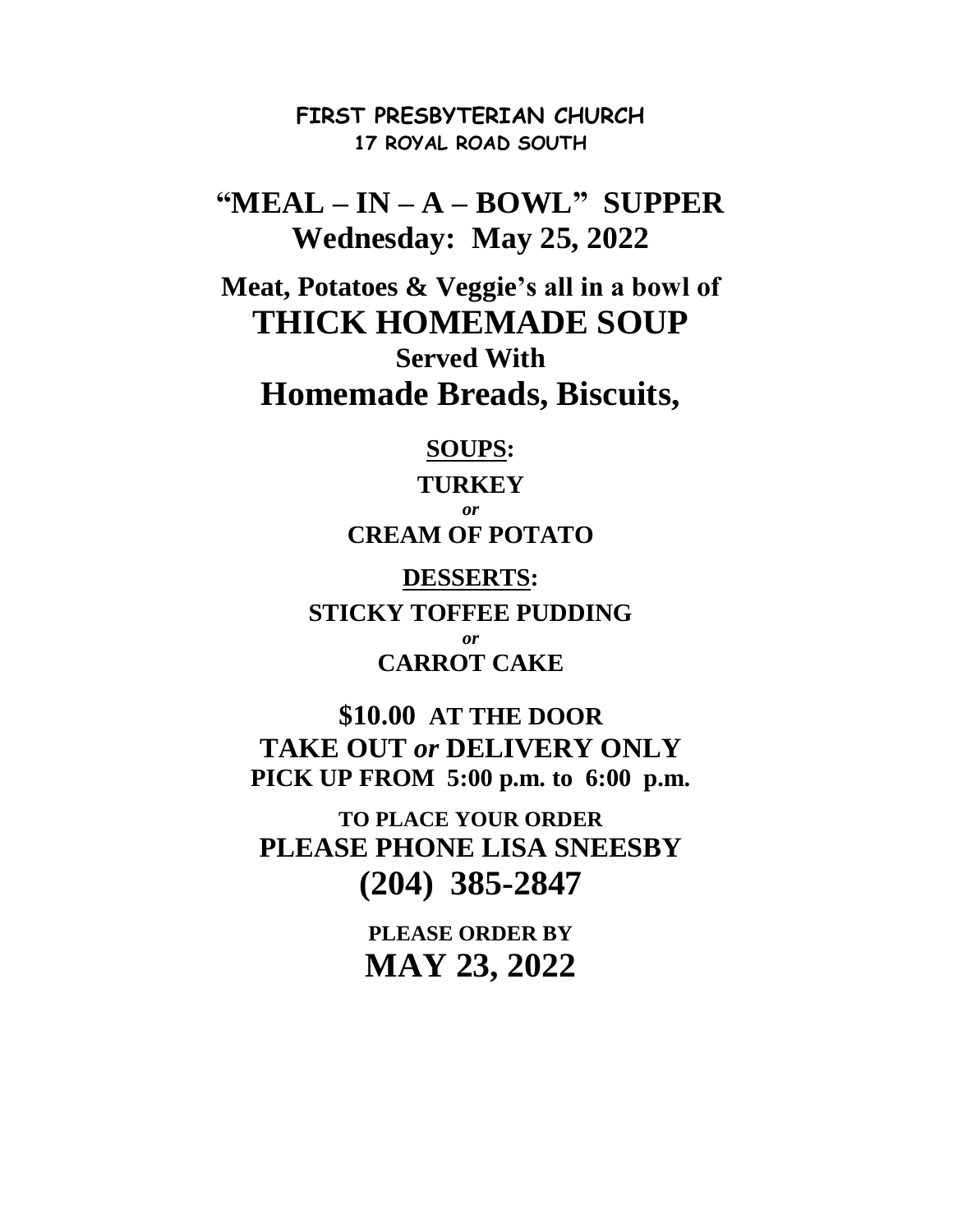**FIRST PRESBYTERIAN CHURCH**
**17 ROYAL ROAD SOUTH**

# "MEAL – IN – A – BOWL" SUPPER

## Wednesday: May 25, 2022

## Meat, Potatoes & Veggie's all in a bowl of

# THICK HOMEMADE SOUP

## Served With

# Homemade Breads, Biscuits,

**SOUPS:**

**TURKEY**

***or***

**CREAM OF POTATO**

**DESSERTS:**

**STICKY TOFFEE PUDDING**

***or***

**CARROT CAKE**

## $10.00 AT THE DOOR

## TAKE OUT *or* DELIVERY ONLY

**PICK UP FROM 5:00 p.m. to 6:00 p.m.**

**TO PLACE YOUR ORDER**

## PLEASE PHONE LISA SNEESBY

# (204) 385-2847

**PLEASE ORDER BY**

# MAY 23, 2022